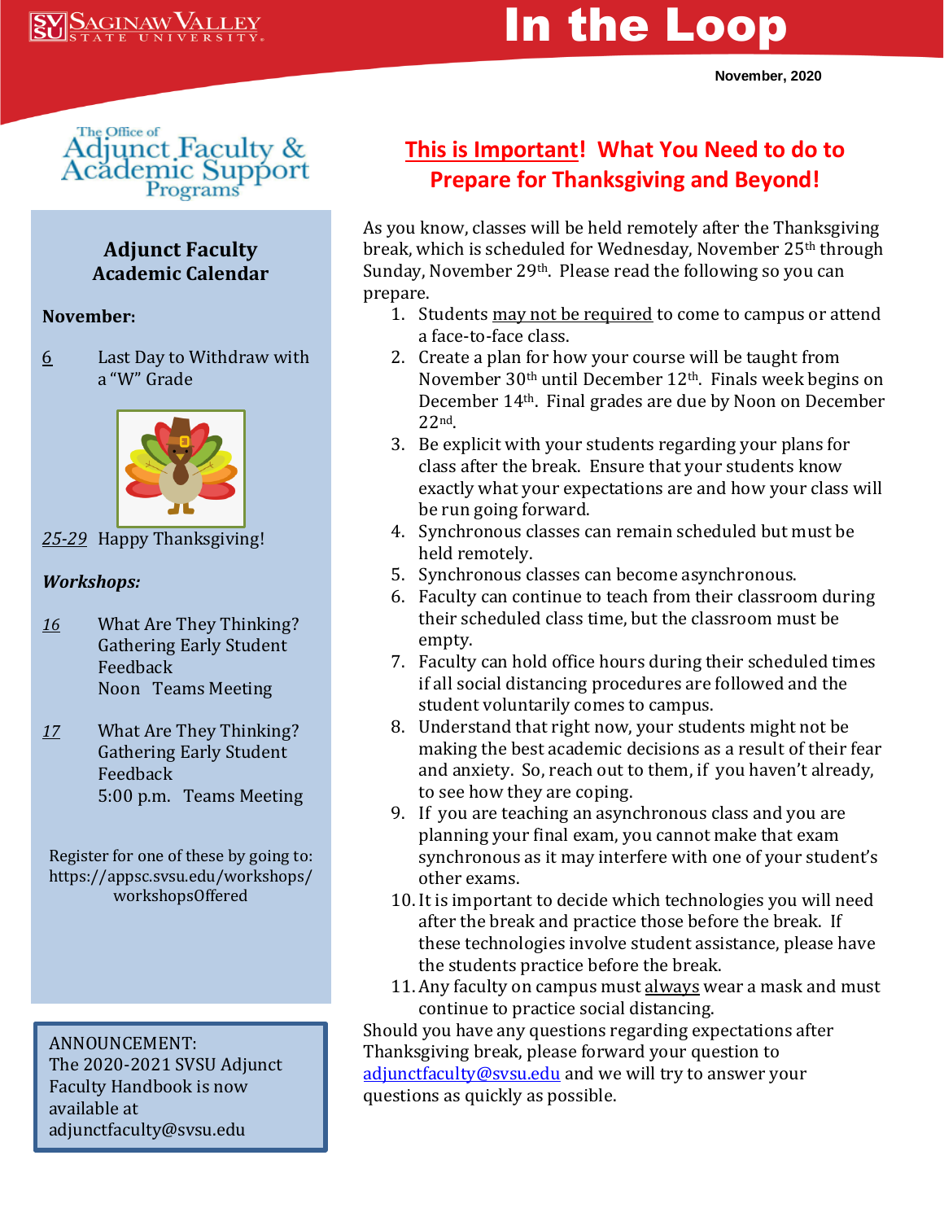# In the Loop

**November, 2020**

The Office of Adjunct Faculty & Academic Support Programs

## Adjunct Faculty Academic Calendar

**November:**

6 Last Day to Withdraw with a "W" Grade

25-29 Happy Thanksgiving!

***Workshops:***

16 What Are They Thinking? Gathering Early Student Feedback
Noon Teams Meeting

17 What Are They Thinking? Gathering Early Student Feedback
5:00 p.m. Teams Meeting

Register for one of these by going to: https://appsc.svsu.edu/workshops/workshopsOffered

ANNOUNCEMENT:
The 2020-2021 SVSU Adjunct Faculty Handbook is now available at adjunctfaculty@svsu.edu

## This is Important! What You Need to do to Prepare for Thanksgiving and Beyond!

As you know, classes will be held remotely after the Thanksgiving break, which is scheduled for Wednesday, November 25th through Sunday, November 29th. Please read the following so you can prepare.

1. Students may not be required to come to campus or attend a face-to-face class.
2. Create a plan for how your course will be taught from November 30th until December 12th. Finals week begins on December 14th. Final grades are due by Noon on December 22nd.
3. Be explicit with your students regarding your plans for class after the break. Ensure that your students know exactly what your expectations are and how your class will be run going forward.
4. Synchronous classes can remain scheduled but must be held remotely.
5. Synchronous classes can become asynchronous.
6. Faculty can continue to teach from their classroom during their scheduled class time, but the classroom must be empty.
7. Faculty can hold office hours during their scheduled times if all social distancing procedures are followed and the student voluntarily comes to campus.
8. Understand that right now, your students might not be making the best academic decisions as a result of their fear and anxiety. So, reach out to them, if you haven't already, to see how they are coping.
9. If you are teaching an asynchronous class and you are planning your final exam, you cannot make that exam synchronous as it may interfere with one of your student's other exams.
10. It is important to decide which technologies you will need after the break and practice those before the break. If these technologies involve student assistance, please have the students practice before the break.
11. Any faculty on campus must always wear a mask and must continue to practice social distancing.

Should you have any questions regarding expectations after Thanksgiving break, please forward your question to adjunctfaculty@svsu.edu and we will try to answer your questions as quickly as possible.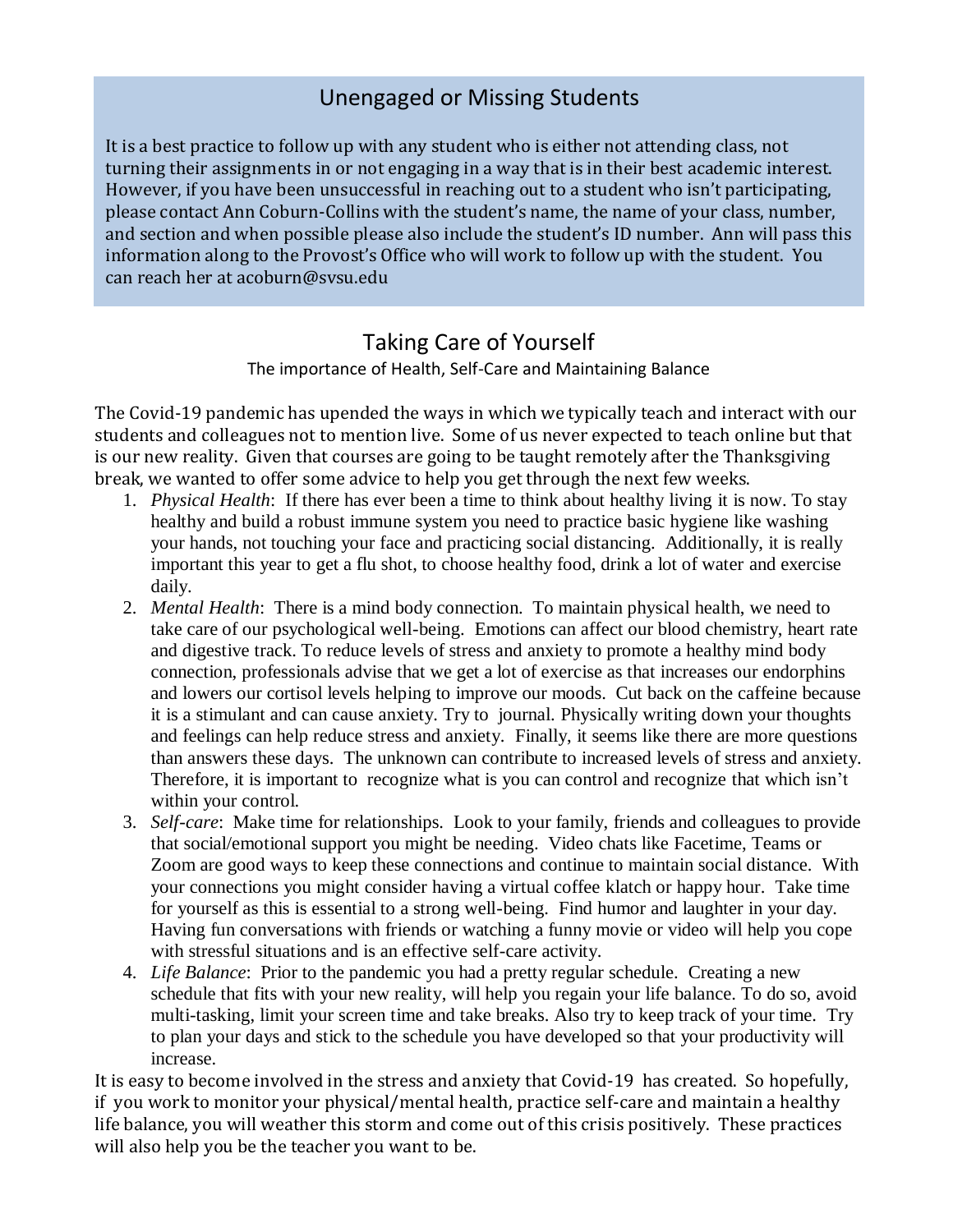## Unengaged or Missing Students

It is a best practice to follow up with any student who is either not attending class, not turning their assignments in or not engaging in a way that is in their best academic interest. However, if you have been unsuccessful in reaching out to a student who isn't participating, please contact Ann Coburn-Collins with the student's name, the name of your class, number, and section and when possible please also include the student's ID number. Ann will pass this information along to the Provost's Office who will work to follow up with the student. You can reach her at acoburn@svsu.edu

## Taking Care of Yourself

The importance of Health, Self-Care and Maintaining Balance

The Covid-19 pandemic has upended the ways in which we typically teach and interact with our students and colleagues not to mention live. Some of us never expected to teach online but that is our new reality. Given that courses are going to be taught remotely after the Thanksgiving break, we wanted to offer some advice to help you get through the next few weeks.

1. *Physical Health*: If there has ever been a time to think about healthy living it is now. To stay healthy and build a robust immune system you need to practice basic hygiene like washing your hands, not touching your face and practicing social distancing. Additionally, it is really important this year to get a flu shot, to choose healthy food, drink a lot of water and exercise daily.
2. *Mental Health*: There is a mind body connection. To maintain physical health, we need to take care of our psychological well-being. Emotions can affect our blood chemistry, heart rate and digestive track. To reduce levels of stress and anxiety to promote a healthy mind body connection, professionals advise that we get a lot of exercise as that increases our endorphins and lowers our cortisol levels helping to improve our moods. Cut back on the caffeine because it is a stimulant and can cause anxiety. Try to journal. Physically writing down your thoughts and feelings can help reduce stress and anxiety. Finally, it seems like there are more questions than answers these days. The unknown can contribute to increased levels of stress and anxiety. Therefore, it is important to recognize what is you can control and recognize that which isn't within your control.
3. *Self-care*: Make time for relationships. Look to your family, friends and colleagues to provide that social/emotional support you might be needing. Video chats like Facetime, Teams or Zoom are good ways to keep these connections and continue to maintain social distance. With your connections you might consider having a virtual coffee klatch or happy hour. Take time for yourself as this is essential to a strong well-being. Find humor and laughter in your day. Having fun conversations with friends or watching a funny movie or video will help you cope with stressful situations and is an effective self-care activity.
4. *Life Balance*: Prior to the pandemic you had a pretty regular schedule. Creating a new schedule that fits with your new reality, will help you regain your life balance. To do so, avoid multi-tasking, limit your screen time and take breaks. Also try to keep track of your time. Try to plan your days and stick to the schedule you have developed so that your productivity will increase.

It is easy to become involved in the stress and anxiety that Covid-19 has created. So hopefully, if you work to monitor your physical/mental health, practice self-care and maintain a healthy life balance, you will weather this storm and come out of this crisis positively. These practices will also help you be the teacher you want to be.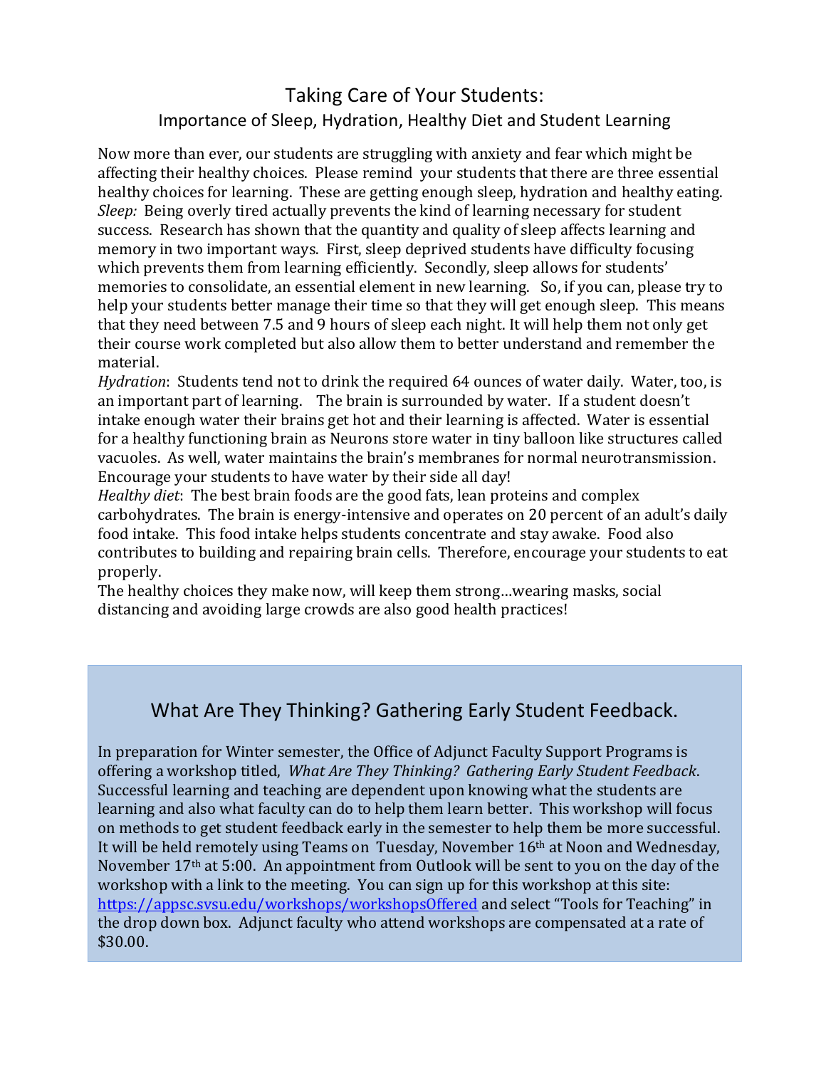# Taking Care of Your Students:

## Importance of Sleep, Hydration, Healthy Diet and Student Learning

Now more than ever, our students are struggling with anxiety and fear which might be affecting their healthy choices. Please remind your students that there are three essential healthy choices for learning. These are getting enough sleep, hydration and healthy eating.

*Sleep:* Being overly tired actually prevents the kind of learning necessary for student success. Research has shown that the quantity and quality of sleep affects learning and memory in two important ways. First, sleep deprived students have difficulty focusing which prevents them from learning efficiently. Secondly, sleep allows for students' memories to consolidate, an essential element in new learning. So, if you can, please try to help your students better manage their time so that they will get enough sleep. This means that they need between 7.5 and 9 hours of sleep each night. It will help them not only get their course work completed but also allow them to better understand and remember the material.

*Hydration*: Students tend not to drink the required 64 ounces of water daily. Water, too, is an important part of learning. The brain is surrounded by water. If a student doesn't intake enough water their brains get hot and their learning is affected. Water is essential for a healthy functioning brain as Neurons store water in tiny balloon like structures called vacuoles. As well, water maintains the brain's membranes for normal neurotransmission. Encourage your students to have water by their side all day!

*Healthy diet*: The best brain foods are the good fats, lean proteins and complex carbohydrates. The brain is energy-intensive and operates on 20 percent of an adult's daily food intake. This food intake helps students concentrate and stay awake. Food also contributes to building and repairing brain cells. Therefore, encourage your students to eat properly.

The healthy choices they make now, will keep them strong…wearing masks, social distancing and avoiding large crowds are also good health practices!

## What Are They Thinking? Gathering Early Student Feedback.

In preparation for Winter semester, the Office of Adjunct Faculty Support Programs is offering a workshop titled, *What Are They Thinking? Gathering Early Student Feedback*. Successful learning and teaching are dependent upon knowing what the students are learning and also what faculty can do to help them learn better. This workshop will focus on methods to get student feedback early in the semester to help them be more successful. It will be held remotely using Teams on Tuesday, November 16th at Noon and Wednesday, November 17th at 5:00. An appointment from Outlook will be sent to you on the day of the workshop with a link to the meeting. You can sign up for this workshop at this site: [https://appsc.svsu.edu/workshops/workshopsOffered](https://appsc.svsu.edu/workshops/workshopsOffered) and select "Tools for Teaching" in the drop down box. Adjunct faculty who attend workshops are compensated at a rate of $30.00.